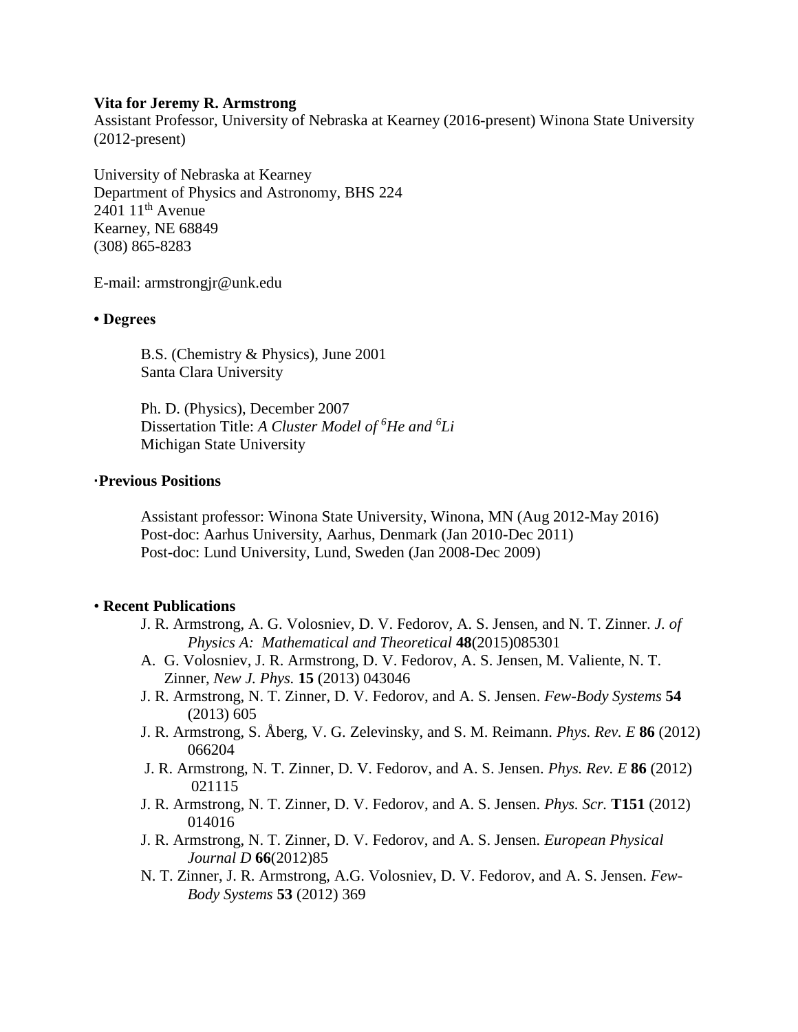**Vita for Jeremy R. Armstrong**

Assistant Professor, University of Nebraska at Kearney (2016-present) Winona State University (2012-present)

University of Nebraska at Kearney
Department of Physics and Astronomy, BHS 224
2401 11th Avenue
Kearney, NE 68849
(308) 865-8283

E-mail: armstrongjr@unk.edu

## • Degrees

B.S. (Chemistry & Physics), June 2001
Santa Clara University

Ph. D. (Physics), December 2007
Dissertation Title: *A Cluster Model of $^6$He and $^6$Li*
Michigan State University

## ·Previous Positions

Assistant professor: Winona State University, Winona, MN (Aug 2012-May 2016)
Post-doc: Aarhus University, Aarhus, Denmark (Jan 2010-Dec 2011)
Post-doc: Lund University, Lund, Sweden (Jan 2008-Dec 2009)

## • Recent Publications

- J. R. Armstrong, A. G. Volosniev, D. V. Fedorov, A. S. Jensen, and N. T. Zinner. *J. of Physics A: Mathematical and Theoretical* **48**(2015)085301
- A. G. Volosniev, J. R. Armstrong, D. V. Fedorov, A. S. Jensen, M. Valiente, N. T. Zinner, *New J. Phys.* **15** (2013) 043046
- J. R. Armstrong, N. T. Zinner, D. V. Fedorov, and A. S. Jensen. *Few-Body Systems* **54** (2013) 605
- J. R. Armstrong, S. Åberg, V. G. Zelevinsky, and S. M. Reimann. *Phys. Rev. E* **86** (2012) 066204
- J. R. Armstrong, N. T. Zinner, D. V. Fedorov, and A. S. Jensen. *Phys. Rev. E* **86** (2012) 021115
- J. R. Armstrong, N. T. Zinner, D. V. Fedorov, and A. S. Jensen. *Phys. Scr.* **T151** (2012) 014016
- J. R. Armstrong, N. T. Zinner, D. V. Fedorov, and A. S. Jensen. *European Physical Journal D* **66**(2012)85
- N. T. Zinner, J. R. Armstrong, A.G. Volosniev, D. V. Fedorov, and A. S. Jensen. *Few-Body Systems* **53** (2012) 369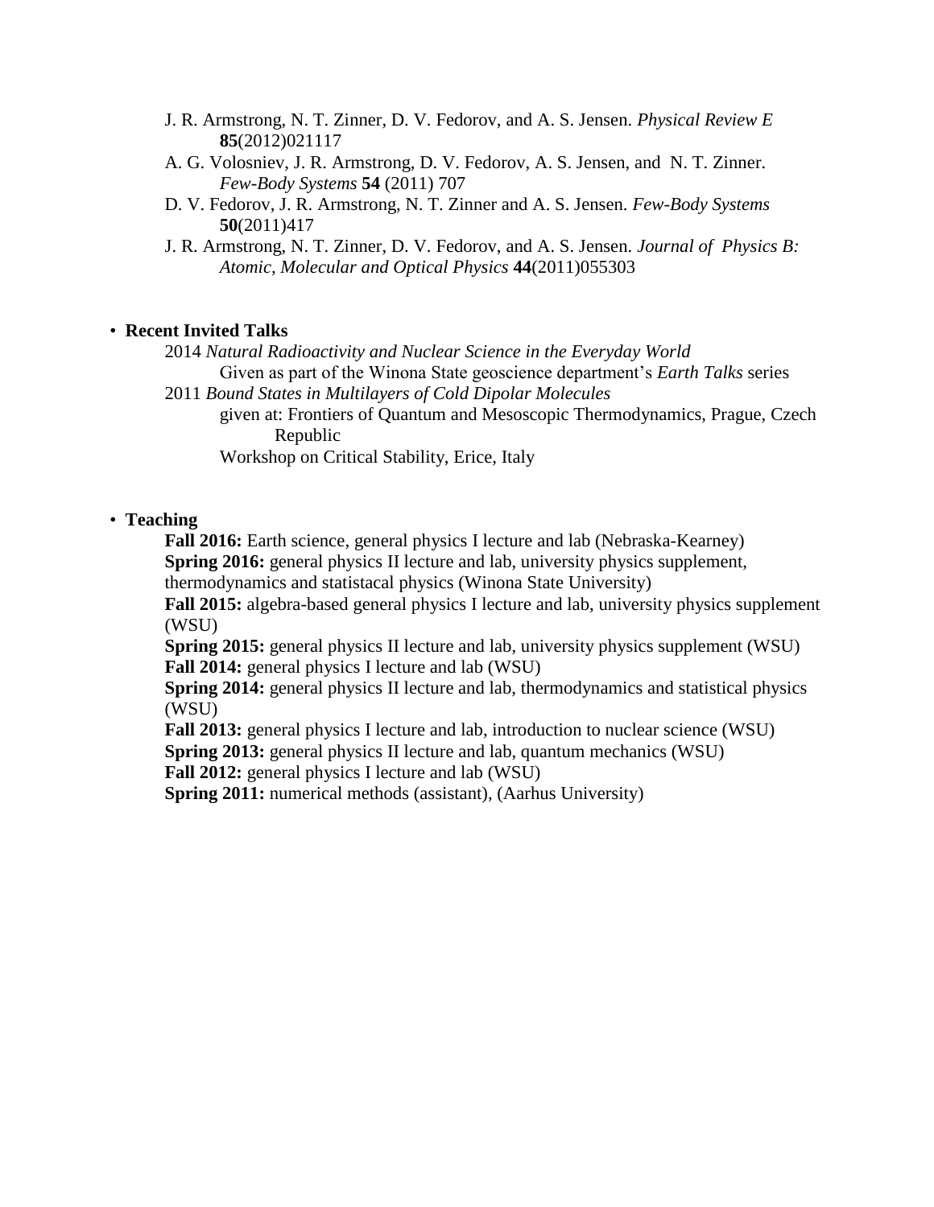J. R. Armstrong, N. T. Zinner, D. V. Fedorov, and A. S. Jensen. *Physical Review E* **85**(2012)021117

A. G. Volosniev, J. R. Armstrong, D. V. Fedorov, A. S. Jensen, and N. T. Zinner. *Few-Body Systems* **54** (2011) 707

D. V. Fedorov, J. R. Armstrong, N. T. Zinner and A. S. Jensen. *Few-Body Systems* **50**(2011)417

J. R. Armstrong, N. T. Zinner, D. V. Fedorov, and A. S. Jensen. *Journal of Physics B: Atomic, Molecular and Optical Physics* **44**(2011)055303

- **Recent Invited Talks**

  2014 *Natural Radioactivity and Nuclear Science in the Everyday World*
  Given as part of the Winona State geoscience department's *Earth Talks* series

  2011 *Bound States in Multilayers of Cold Dipolar Molecules*
  given at: Frontiers of Quantum and Mesoscopic Thermodynamics, Prague, Czech Republic
  Workshop on Critical Stability, Erice, Italy

- **Teaching**

  **Fall 2016:** Earth science, general physics I lecture and lab (Nebraska-Kearney)
  **Spring 2016:** general physics II lecture and lab, university physics supplement, thermodynamics and statistacal physics (Winona State University)
  **Fall 2015:** algebra-based general physics I lecture and lab, university physics supplement (WSU)
  **Spring 2015:** general physics II lecture and lab, university physics supplement (WSU)
  **Fall 2014:** general physics I lecture and lab (WSU)
  **Spring 2014:** general physics II lecture and lab, thermodynamics and statistical physics (WSU)
  **Fall 2013:** general physics I lecture and lab, introduction to nuclear science (WSU)
  **Spring 2013:** general physics II lecture and lab, quantum mechanics (WSU)
  **Fall 2012:** general physics I lecture and lab (WSU)
  **Spring 2011:** numerical methods (assistant), (Aarhus University)